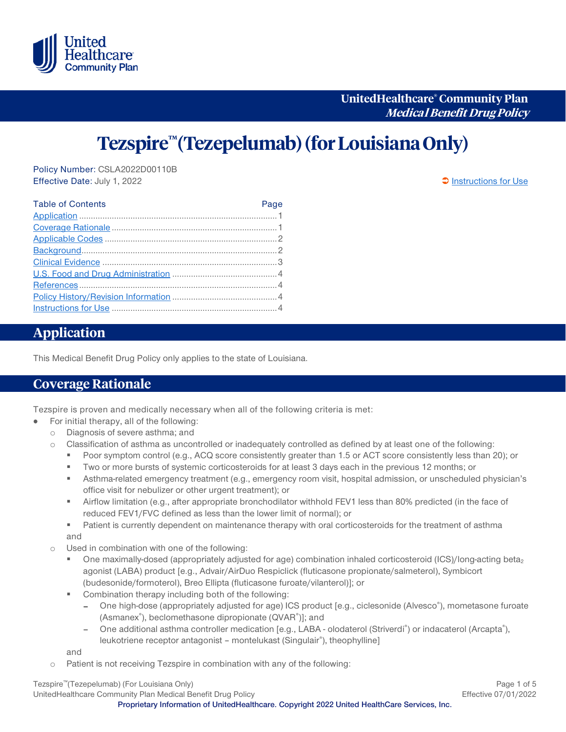UnitedHealthcare® Community Plan
*Medical Benefit Drug Policy*

# Tezspire™ (Tezepelumab) (for Louisiana Only)

Policy Number: CSLA2022D00110B
Effective Date: July 1, 2022

Instructions for Use

| Table of Contents | Page |
|---|---|
| Application | 1 |
| Coverage Rationale | 1 |
| Applicable Codes | 2 |
| Background | 2 |
| Clinical Evidence | 3 |
| U.S. Food and Drug Administration | 4 |
| References | 4 |
| Policy History/Revision Information | 4 |
| Instructions for Use | 4 |

## Application

This Medical Benefit Drug Policy only applies to the state of Louisiana.

## Coverage Rationale

Tezspire is proven and medically necessary when all of the following criteria is met:

- For initial therapy, all of the following:
  - Diagnosis of severe asthma; and
  - Classification of asthma as uncontrolled or inadequately controlled as defined by at least one of the following:
    - Poor symptom control (e.g., ACQ score consistently greater than 1.5 or ACT score consistently less than 20); or
    - Two or more bursts of systemic corticosteroids for at least 3 days each in the previous 12 months; or
    - Asthma-related emergency treatment (e.g., emergency room visit, hospital admission, or unscheduled physician's office visit for nebulizer or other urgent treatment); or
    - Airflow limitation (e.g., after appropriate bronchodilator withhold FEV1 less than 80% predicted (in the face of reduced FEV1/FVC defined as less than the lower limit of normal); or
    - Patient is currently dependent on maintenance therapy with oral corticosteroids for the treatment of asthma

    and
  - Used in combination with one of the following:
    - One maximally-dosed (appropriately adjusted for age) combination inhaled corticosteroid (ICS)/long-acting beta$_2$ agonist (LABA) product [e.g., Advair/AirDuo Respiclick (fluticasone propionate/salmeterol), Symbicort (budesonide/formoterol), Breo Ellipta (fluticasone furoate/vilanterol)]; or
    - Combination therapy including both of the following:
      - One high-dose (appropriately adjusted for age) ICS product [e.g., ciclesonide (Alvesco®), mometasone furoate (Asmanex®), beclomethasone dipropionate (QVAR®)]; and
      - One additional asthma controller medication [e.g., LABA - olodaterol (Striverdi®) or indacaterol (Arcapta®), leukotriene receptor antagonist – montelukast (Singulair®), theophylline]

    and
  - Patient is not receiving Tezspire in combination with any of the following: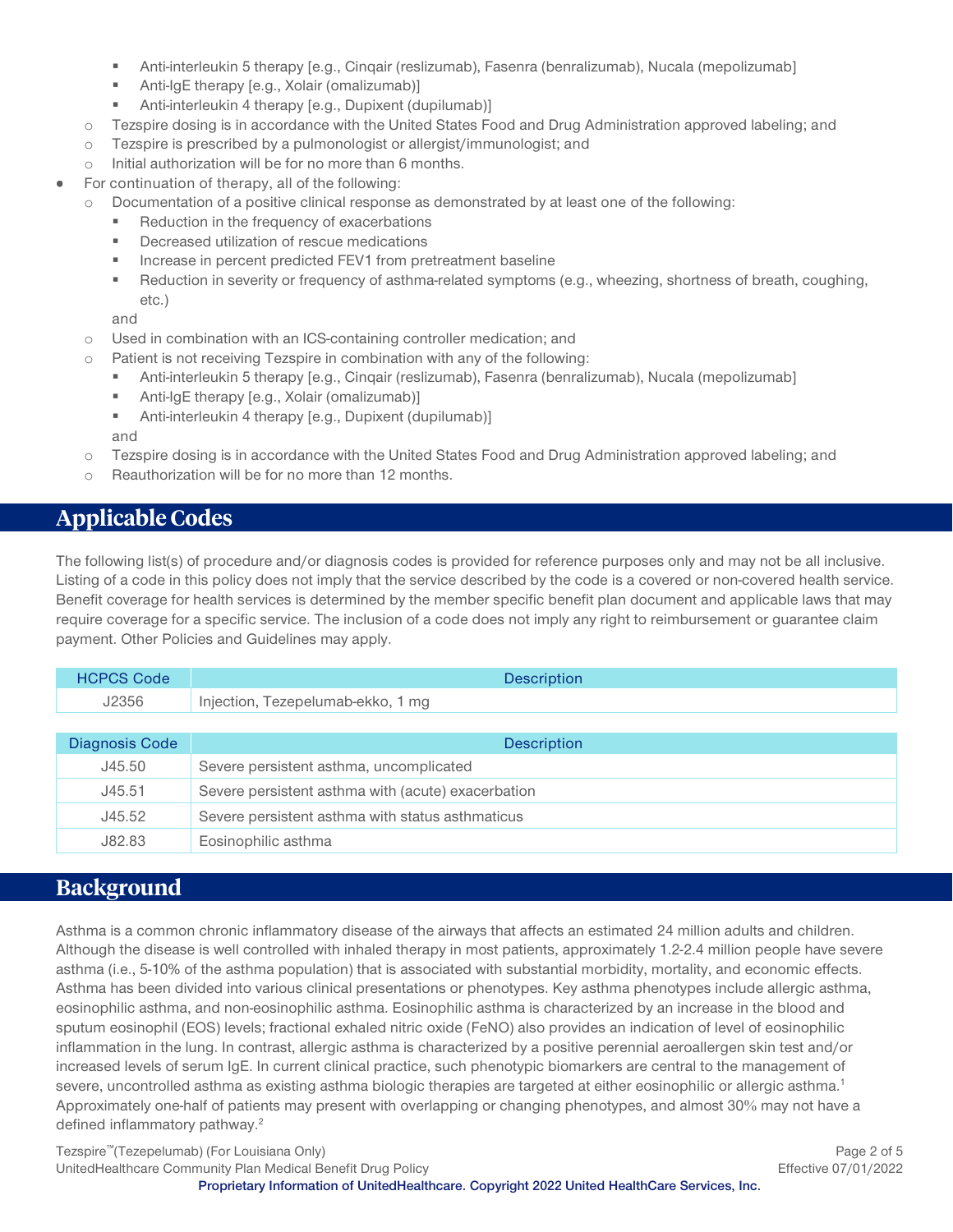- Anti-interleukin 5 therapy [e.g., Cinqair (reslizumab), Fasenra (benralizumab), Nucala (mepolizumab]
        - Anti-IgE therapy [e.g., Xolair (omalizumab)]
        - Anti-interleukin 4 therapy [e.g., Dupixent (dupilumab)]
    - Tezspire dosing is in accordance with the United States Food and Drug Administration approved labeling; and
    - Tezspire is prescribed by a pulmonologist or allergist/immunologist; and
    - Initial authorization will be for no more than 6 months.
- For continuation of therapy, all of the following:
    - Documentation of a positive clinical response as demonstrated by at least one of the following:
        - Reduction in the frequency of exacerbations
        - Decreased utilization of rescue medications
        - Increase in percent predicted FEV1 from pretreatment baseline
        - Reduction in severity or frequency of asthma-related symptoms (e.g., wheezing, shortness of breath, coughing, etc.)

      and
    - Used in combination with an ICS-containing controller medication; and
    - Patient is not receiving Tezspire in combination with any of the following:
        - Anti-interleukin 5 therapy [e.g., Cinqair (reslizumab), Fasenra (benralizumab), Nucala (mepolizumab]
        - Anti-IgE therapy [e.g., Xolair (omalizumab)]
        - Anti-interleukin 4 therapy [e.g., Dupixent (dupilumab)]

      and
    - Tezspire dosing is in accordance with the United States Food and Drug Administration approved labeling; and
    - Reauthorization will be for no more than 12 months.

## Applicable Codes

The following list(s) of procedure and/or diagnosis codes is provided for reference purposes only and may not be all inclusive. Listing of a code in this policy does not imply that the service described by the code is a covered or non-covered health service. Benefit coverage for health services is determined by the member specific benefit plan document and applicable laws that may require coverage for a specific service. The inclusion of a code does not imply any right to reimbursement or guarantee claim payment. Other Policies and Guidelines may apply.

| HCPCS Code | Description |
|---|---|
| J2356 | Injection, Tezepelumab-ekko, 1 mg |

| Diagnosis Code | Description |
|---|---|
| J45.50 | Severe persistent asthma, uncomplicated |
| J45.51 | Severe persistent asthma with (acute) exacerbation |
| J45.52 | Severe persistent asthma with status asthmaticus |
| J82.83 | Eosinophilic asthma |

## Background

Asthma is a common chronic inflammatory disease of the airways that affects an estimated 24 million adults and children. Although the disease is well controlled with inhaled therapy in most patients, approximately 1.2-2.4 million people have severe asthma (i.e., 5-10% of the asthma population) that is associated with substantial morbidity, mortality, and economic effects. Asthma has been divided into various clinical presentations or phenotypes. Key asthma phenotypes include allergic asthma, eosinophilic asthma, and non-eosinophilic asthma. Eosinophilic asthma is characterized by an increase in the blood and sputum eosinophil (EOS) levels; fractional exhaled nitric oxide (FeNO) also provides an indication of level of eosinophilic inflammation in the lung. In contrast, allergic asthma is characterized by a positive perennial aeroallergen skin test and/or increased levels of serum IgE. In current clinical practice, such phenotypic biomarkers are central to the management of severe, uncontrolled asthma as existing asthma biologic therapies are targeted at either eosinophilic or allergic asthma.[1] Approximately one-half of patients may present with overlapping or changing phenotypes, and almost 30% may not have a defined inflammatory pathway.[2]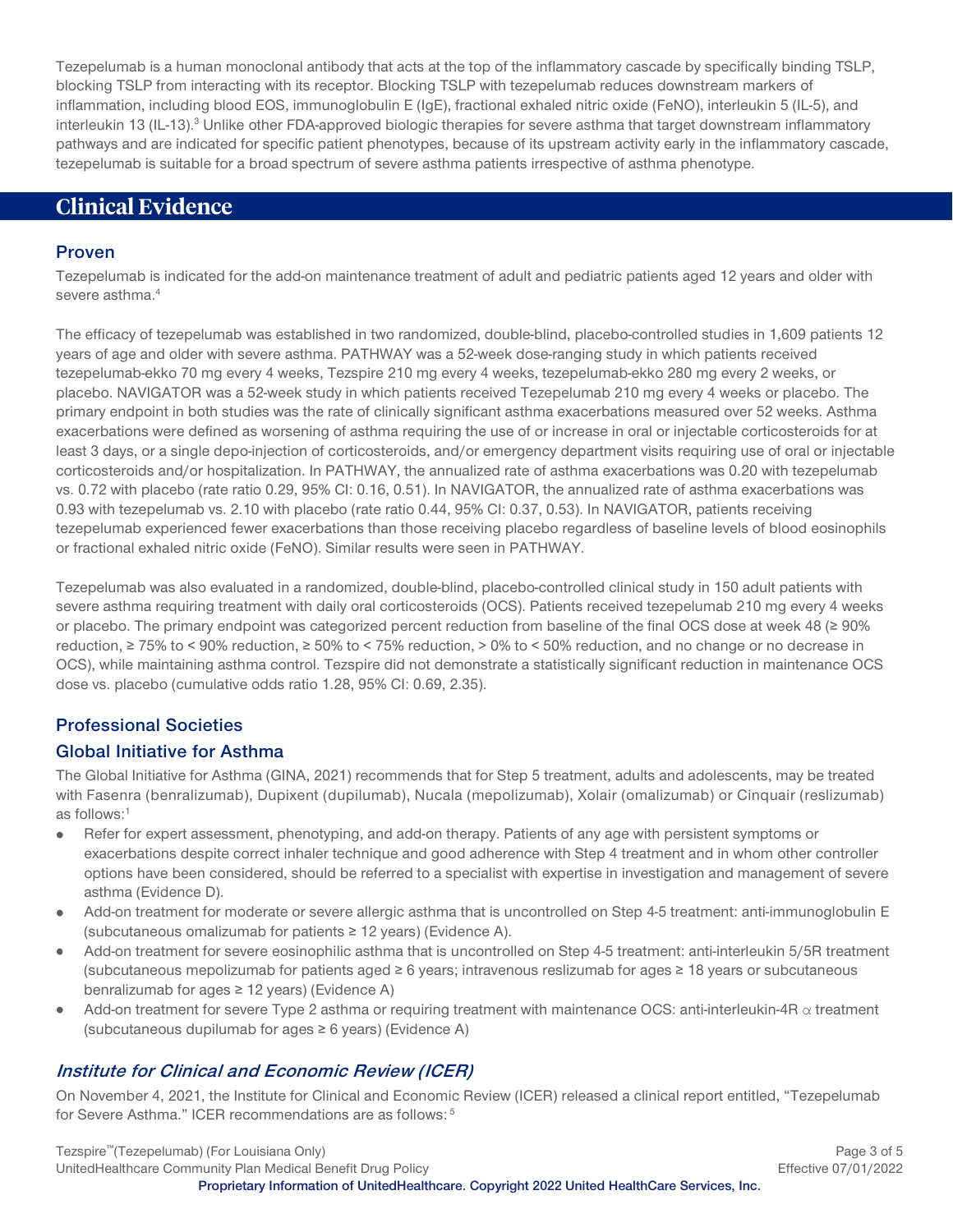Tezepelumab is a human monoclonal antibody that acts at the top of the inflammatory cascade by specifically binding TSLP, blocking TSLP from interacting with its receptor. Blocking TSLP with tezepelumab reduces downstream markers of inflammation, including blood EOS, immunoglobulin E (IgE), fractional exhaled nitric oxide (FeNO), interleukin 5 (IL-5), and interleukin 13 (IL-13).[3] Unlike other FDA-approved biologic therapies for severe asthma that target downstream inflammatory pathways and are indicated for specific patient phenotypes, because of its upstream activity early in the inflammatory cascade, tezepelumab is suitable for a broad spectrum of severe asthma patients irrespective of asthma phenotype.

# Clinical Evidence

## Proven

Tezepelumab is indicated for the add-on maintenance treatment of adult and pediatric patients aged 12 years and older with severe asthma.[4]

The efficacy of tezepelumab was established in two randomized, double-blind, placebo-controlled studies in 1,609 patients 12 years of age and older with severe asthma. PATHWAY was a 52-week dose-ranging study in which patients received tezepelumab-ekko 70 mg every 4 weeks, Tezspire 210 mg every 4 weeks, tezepelumab-ekko 280 mg every 2 weeks, or placebo. NAVIGATOR was a 52-week study in which patients received Tezepelumab 210 mg every 4 weeks or placebo. The primary endpoint in both studies was the rate of clinically significant asthma exacerbations measured over 52 weeks. Asthma exacerbations were defined as worsening of asthma requiring the use of or increase in oral or injectable corticosteroids for at least 3 days, or a single depo-injection of corticosteroids, and/or emergency department visits requiring use of oral or injectable corticosteroids and/or hospitalization. In PATHWAY, the annualized rate of asthma exacerbations was 0.20 with tezepelumab vs. 0.72 with placebo (rate ratio 0.29, 95% CI: 0.16, 0.51). In NAVIGATOR, the annualized rate of asthma exacerbations was 0.93 with tezepelumab vs. 2.10 with placebo (rate ratio 0.44, 95% CI: 0.37, 0.53). In NAVIGATOR, patients receiving tezepelumab experienced fewer exacerbations than those receiving placebo regardless of baseline levels of blood eosinophils or fractional exhaled nitric oxide (FeNO). Similar results were seen in PATHWAY.

Tezepelumab was also evaluated in a randomized, double-blind, placebo-controlled clinical study in 150 adult patients with severe asthma requiring treatment with daily oral corticosteroids (OCS). Patients received tezepelumab 210 mg every 4 weeks or placebo. The primary endpoint was categorized percent reduction from baseline of the final OCS dose at week 48 (≥ 90% reduction, ≥ 75% to < 90% reduction, ≥ 50% to < 75% reduction, > 0% to < 50% reduction, and no change or no decrease in OCS), while maintaining asthma control. Tezspire did not demonstrate a statistically significant reduction in maintenance OCS dose vs. placebo (cumulative odds ratio 1.28, 95% CI: 0.69, 2.35).

## Professional Societies

### Global Initiative for Asthma

The Global Initiative for Asthma (GINA, 2021) recommends that for Step 5 treatment, adults and adolescents, may be treated with Fasenra (benralizumab), Dupixent (dupilumab), Nucala (mepolizumab), Xolair (omalizumab) or Cinquair (reslizumab) as follows:[1]

- Refer for expert assessment, phenotyping, and add-on therapy. Patients of any age with persistent symptoms or exacerbations despite correct inhaler technique and good adherence with Step 4 treatment and in whom other controller options have been considered, should be referred to a specialist with expertise in investigation and management of severe asthma (Evidence D).
- Add-on treatment for moderate or severe allergic asthma that is uncontrolled on Step 4-5 treatment: anti-immunoglobulin E (subcutaneous omalizumab for patients ≥ 12 years) (Evidence A).
- Add-on treatment for severe eosinophilic asthma that is uncontrolled on Step 4-5 treatment: anti-interleukin 5/5R treatment (subcutaneous mepolizumab for patients aged ≥ 6 years; intravenous reslizumab for ages ≥ 18 years or subcutaneous benralizumab for ages ≥ 12 years) (Evidence A)
- Add-on treatment for severe Type 2 asthma or requiring treatment with maintenance OCS: anti-interleukin-4R $\alpha$ treatment (subcutaneous dupilumab for ages ≥ 6 years) (Evidence A)

### *Institute for Clinical and Economic Review (ICER)*

On November 4, 2021, the Institute for Clinical and Economic Review (ICER) released a clinical report entitled, "Tezepelumab for Severe Asthma." ICER recommendations are as follows:[5]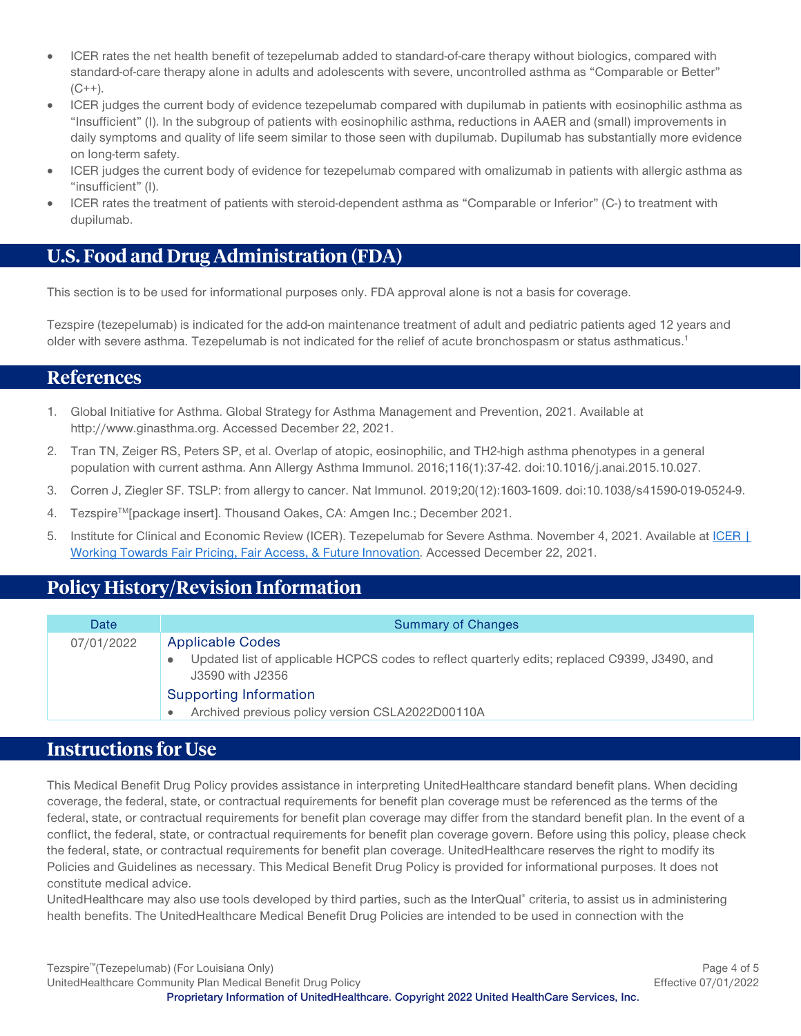- ICER rates the net health benefit of tezepelumab added to standard-of-care therapy without biologics, compared with standard-of-care therapy alone in adults and adolescents with severe, uncontrolled asthma as "Comparable or Better" (C++).
- ICER judges the current body of evidence tezepelumab compared with dupilumab in patients with eosinophilic asthma as "Insufficient" (I). In the subgroup of patients with eosinophilic asthma, reductions in AAER and (small) improvements in daily symptoms and quality of life seem similar to those seen with dupilumab. Dupilumab has substantially more evidence on long-term safety.
- ICER judges the current body of evidence for tezepelumab compared with omalizumab in patients with allergic asthma as "insufficient" (I).
- ICER rates the treatment of patients with steroid-dependent asthma as "Comparable or Inferior" (C-) to treatment with dupilumab.

## U.S. Food and Drug Administration (FDA)

This section is to be used for informational purposes only. FDA approval alone is not a basis for coverage.

Tezspire (tezepelumab) is indicated for the add-on maintenance treatment of adult and pediatric patients aged 12 years and older with severe asthma. Tezepelumab is not indicated for the relief of acute bronchospasm or status asthmaticus.[1]

## References

1. Global Initiative for Asthma. Global Strategy for Asthma Management and Prevention, 2021. Available at http://www.ginasthma.org. Accessed December 22, 2021.
2. Tran TN, Zeiger RS, Peters SP, et al. Overlap of atopic, eosinophilic, and TH2-high asthma phenotypes in a general population with current asthma. Ann Allergy Asthma Immunol. 2016;116(1):37-42. doi:10.1016/j.anai.2015.10.027.
3. Corren J, Ziegler SF. TSLP: from allergy to cancer. Nat Immunol. 2019;20(12):1603-1609. doi:10.1038/s41590-019-0524-9.
4. Tezspire™[package insert]. Thousand Oakes, CA: Amgen Inc.; December 2021.
5. Institute for Clinical and Economic Review (ICER). Tezepelumab for Severe Asthma. November 4, 2021. Available at ICER | Working Towards Fair Pricing, Fair Access, & Future Innovation. Accessed December 22, 2021.

## Policy History/Revision Information

| Date | Summary of Changes |
|---|---|
| 07/01/2022 | **Applicable Codes**<br>• Updated list of applicable HCPCS codes to reflect quarterly edits; replaced C9399, J3490, and J3590 with J2356<br>**Supporting Information**<br>• Archived previous policy version CSLA2022D00110A |

## Instructions for Use

This Medical Benefit Drug Policy provides assistance in interpreting UnitedHealthcare standard benefit plans. When deciding coverage, the federal, state, or contractual requirements for benefit plan coverage must be referenced as the terms of the federal, state, or contractual requirements for benefit plan coverage may differ from the standard benefit plan. In the event of a conflict, the federal, state, or contractual requirements for benefit plan coverage govern. Before using this policy, please check the federal, state, or contractual requirements for benefit plan coverage. UnitedHealthcare reserves the right to modify its Policies and Guidelines as necessary. This Medical Benefit Drug Policy is provided for informational purposes. It does not constitute medical advice.

UnitedHealthcare may also use tools developed by third parties, such as the InterQual® criteria, to assist us in administering health benefits. The UnitedHealthcare Medical Benefit Drug Policies are intended to be used in connection with the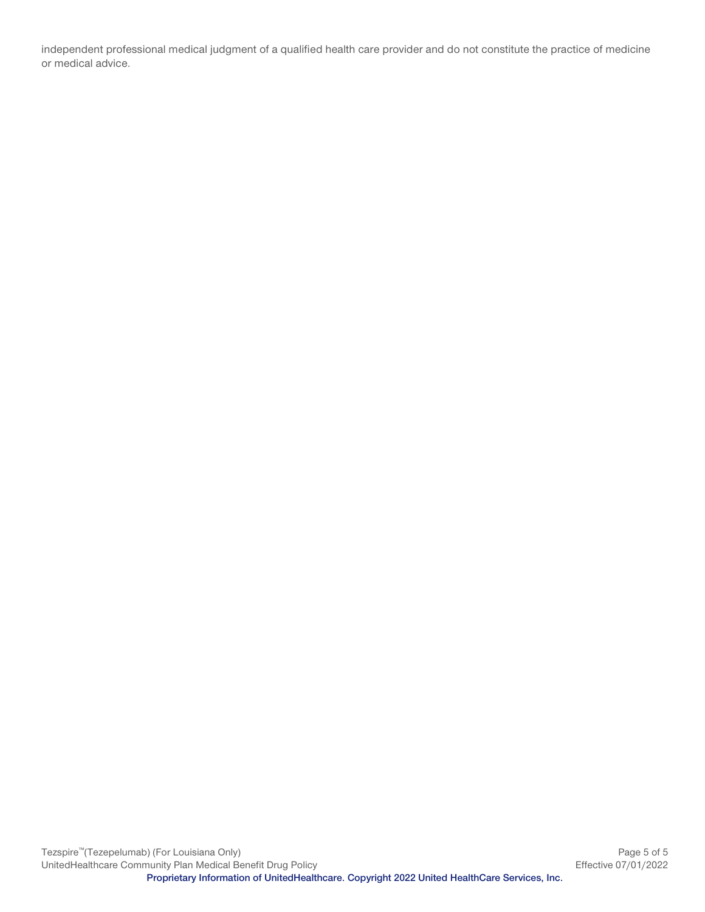independent professional medical judgment of a qualified health care provider and do not constitute the practice of medicine or medical advice.